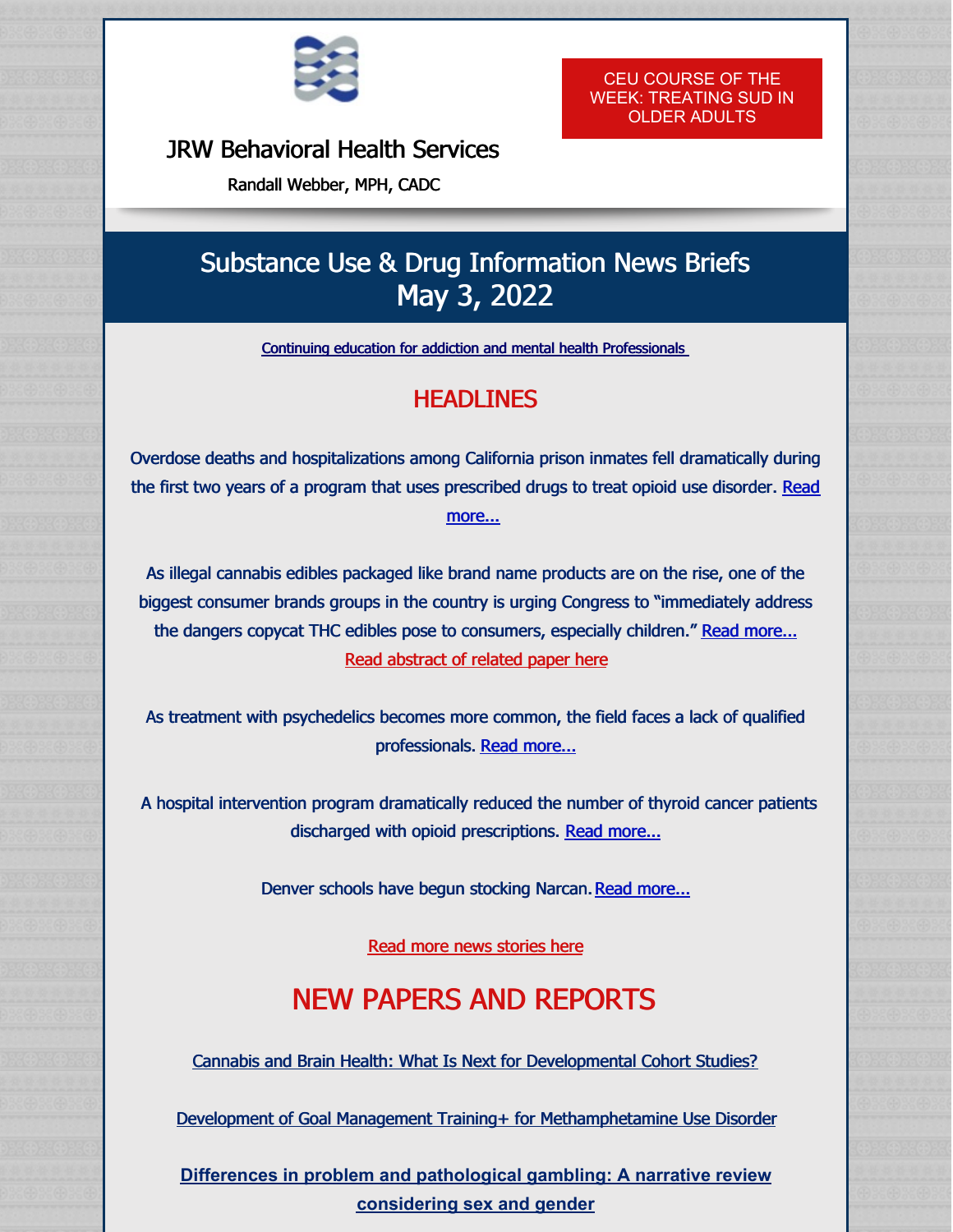JRW Behavioral Health Services

Randall Webber, MPH, CADC

CEU COURSE OF THE WEEK: TREATING SUD IN OLDER ADULTS

# Substance Use & Drug Information News Briefs
# May 3, 2022

Continuing education for addiction and mental health Professionals

## HEADLINES

Overdose deaths and hospitalizations among California prison inmates fell dramatically during the first two years of a program that uses prescribed drugs to treat opioid use disorder. Read more...

As illegal cannabis edibles packaged like brand name products are on the rise, one of the biggest consumer brands groups in the country is urging Congress to "immediately address the dangers copycat THC edibles pose to consumers, especially children." Read more...
Read abstract of related paper here

As treatment with psychedelics becomes more common, the field faces a lack of qualified professionals. Read more...

A hospital intervention program dramatically reduced the number of thyroid cancer patients discharged with opioid prescriptions. Read more...

Denver schools have begun stocking Narcan. Read more...

Read more news stories here

## NEW PAPERS AND REPORTS

Cannabis and Brain Health: What Is Next for Developmental Cohort Studies?

Development of Goal Management Training+ for Methamphetamine Use Disorder

**Differences in problem and pathological gambling: A narrative review considering sex and gender**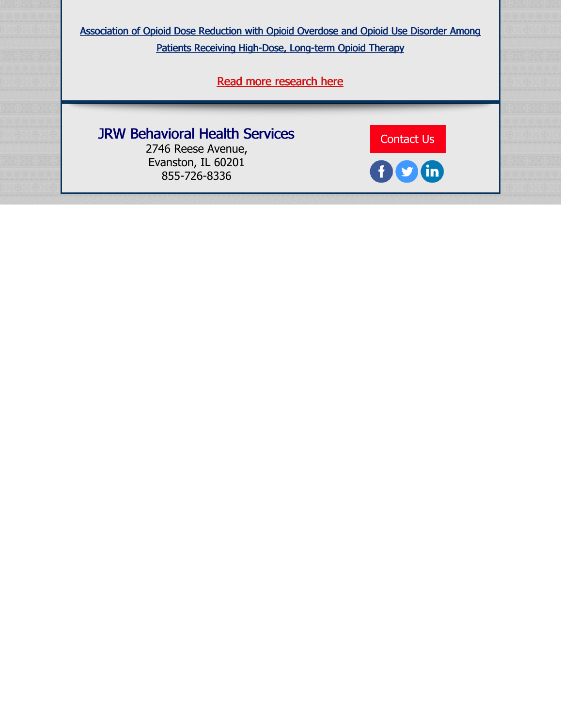[Association of Opioid Dose Reduction with Opioid Overdose and Opioid Use Disorder Among Patients Receiving High-Dose, Long-term Opioid Therapy]

[Read more research here]

**JRW Behavioral Health Services**
2746 Reese Avenue,
Evanston, IL 60201
855-726-8336

Contact Us